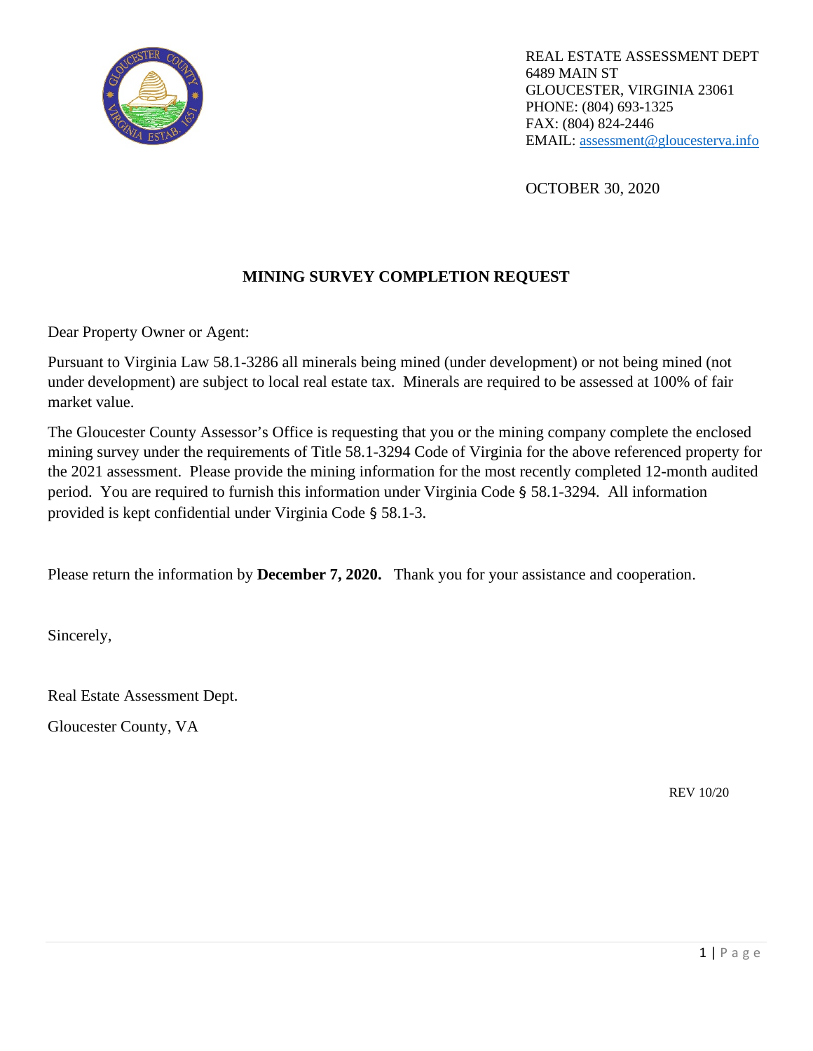REAL ESTATE ASSESSMENT DEPT
6489 MAIN ST
GLOUCESTER, VIRGINIA 23061
PHONE: (804) 693-1325
FAX: (804) 824-2446
EMAIL: assessment@gloucesterva.info

OCTOBER 30, 2020

## MINING SURVEY COMPLETION REQUEST

Dear Property Owner or Agent:

Pursuant to Virginia Law 58.1-3286 all minerals being mined (under development) or not being mined (not under development) are subject to local real estate tax. Minerals are required to be assessed at 100% of fair market value.

The Gloucester County Assessor's Office is requesting that you or the mining company complete the enclosed mining survey under the requirements of Title 58.1-3294 Code of Virginia for the above referenced property for the 2021 assessment. Please provide the mining information for the most recently completed 12-month audited period. You are required to furnish this information under Virginia Code § 58.1-3294. All information provided is kept confidential under Virginia Code § 58.1-3.

Please return the information by **December 7, 2020.** Thank you for your assistance and cooperation.

Sincerely,

Real Estate Assessment Dept.

Gloucester County, VA

REV 10/20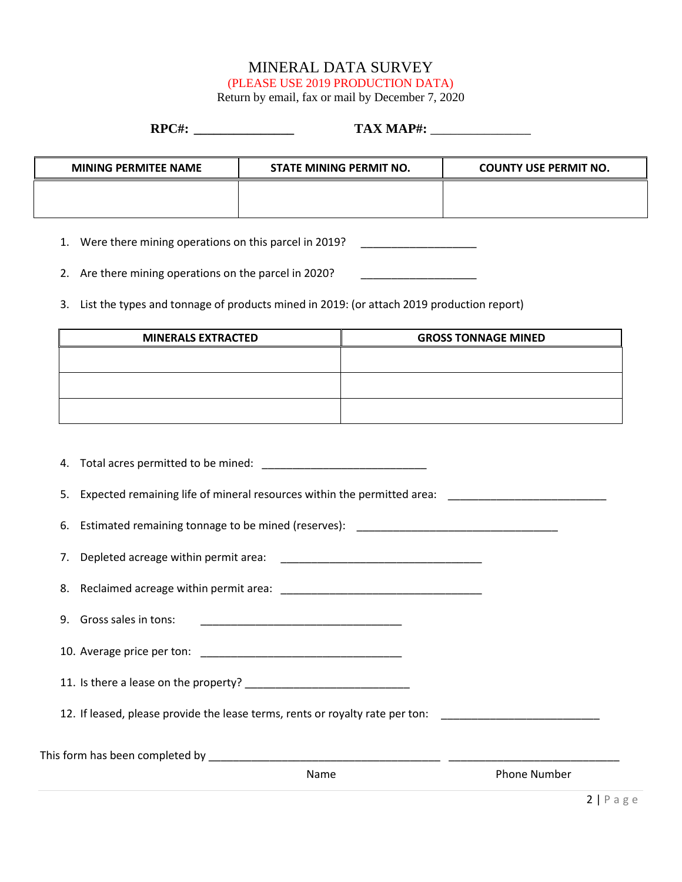# MINERAL DATA SURVEY

(PLEASE USE 2019 PRODUCTION DATA)

Return by email, fax or mail by December 7, 2020

**RPC#: _______________** **TAX MAP#:** _______________

| MINING PERMITEE NAME | STATE MINING PERMIT NO. | COUNTY USE PERMIT NO. |
|---|---|---|
| | | |

1. Were there mining operations on this parcel in 2019? ___________________
2. Are there mining operations on the parcel in 2020? ___________________
3. List the types and tonnage of products mined in 2019: (or attach 2019 production report)

| MINERALS EXTRACTED | GROSS TONNAGE MINED |
|---|---|
| | |
| | |
| | |

4. Total acres permitted to be mined: ___________________________
5. Expected remaining life of mineral resources within the permitted area: __________________________
6. Estimated remaining tonnage to be mined (reserves): _________________________________
7. Depleted acreage within permit area: _________________________________
8. Reclaimed acreage within permit area: _________________________________
9. Gross sales in tons: _________________________________
10. Average price per ton: _________________________________
11. Is there a lease on the property? ___________________________
12. If leased, please provide the lease terms, rents or royalty rate per ton: __________________________

This form has been completed by ______________________________________ ____________________________

Name Phone Number